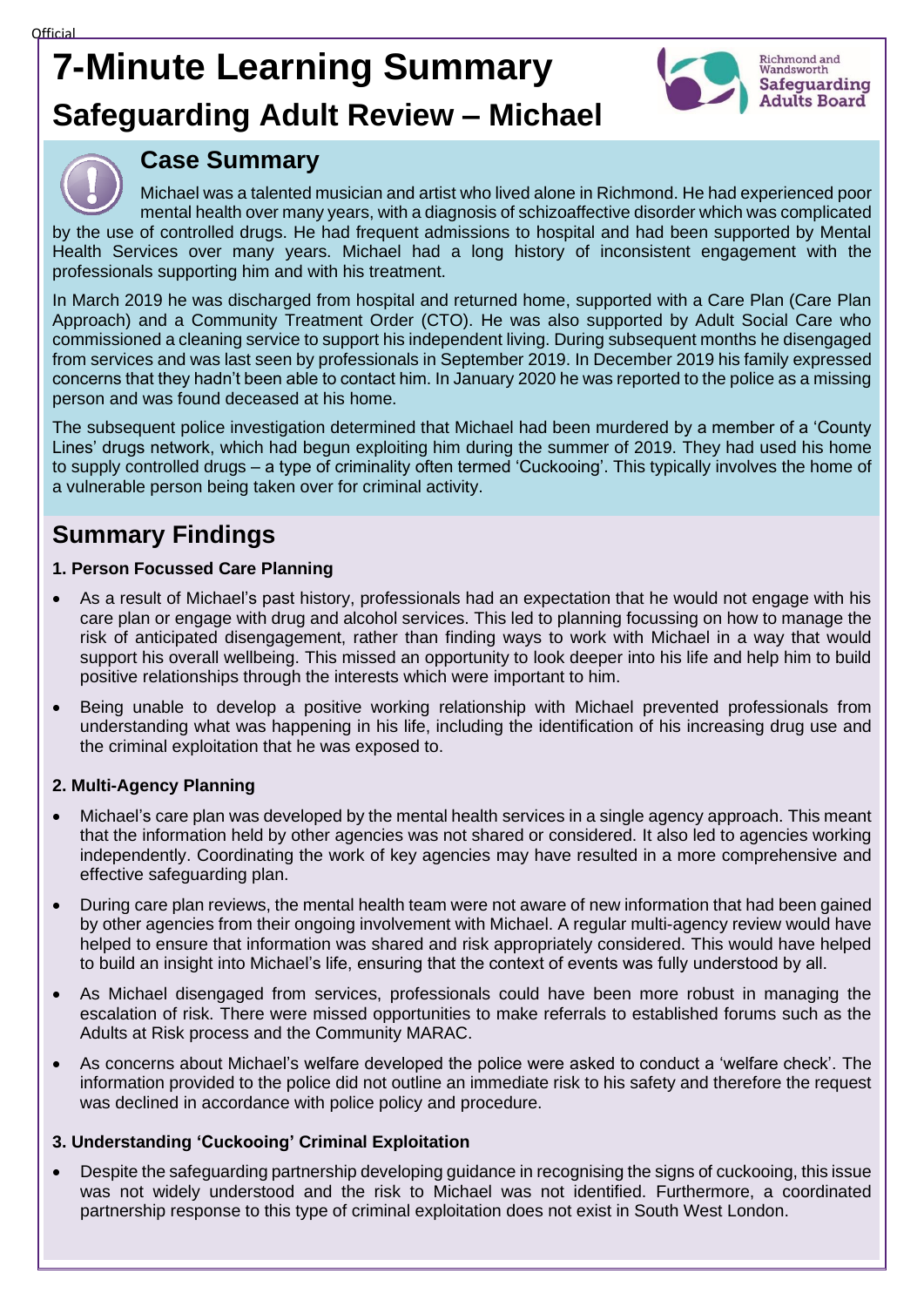# 7-Minute Learning Summary

## Safeguarding Adult Review – Michael

Richmond and Wandsworth Safeguarding Adults Board

### Case Summary

Michael was a talented musician and artist who lived alone in Richmond. He had experienced poor mental health over many years, with a diagnosis of schizoaffective disorder which was complicated by the use of controlled drugs. He had frequent admissions to hospital and had been supported by Mental Health Services over many years. Michael had a long history of inconsistent engagement with the professionals supporting him and with his treatment.

In March 2019 he was discharged from hospital and returned home, supported with a Care Plan (Care Plan Approach) and a Community Treatment Order (CTO). He was also supported by Adult Social Care who commissioned a cleaning service to support his independent living. During subsequent months he disengaged from services and was last seen by professionals in September 2019. In December 2019 his family expressed concerns that they hadn't been able to contact him. In January 2020 he was reported to the police as a missing person and was found deceased at his home.

The subsequent police investigation determined that Michael had been murdered by a member of a 'County Lines' drugs network, which had begun exploiting him during the summer of 2019. They had used his home to supply controlled drugs – a type of criminality often termed 'Cuckooing'. This typically involves the home of a vulnerable person being taken over for criminal activity.

## Summary Findings

### 1. Person Focussed Care Planning

- As a result of Michael's past history, professionals had an expectation that he would not engage with his care plan or engage with drug and alcohol services. This led to planning focussing on how to manage the risk of anticipated disengagement, rather than finding ways to work with Michael in a way that would support his overall wellbeing. This missed an opportunity to look deeper into his life and help him to build positive relationships through the interests which were important to him.
- Being unable to develop a positive working relationship with Michael prevented professionals from understanding what was happening in his life, including the identification of his increasing drug use and the criminal exploitation that he was exposed to.

### 2. Multi-Agency Planning

- Michael's care plan was developed by the mental health services in a single agency approach. This meant that the information held by other agencies was not shared or considered. It also led to agencies working independently. Coordinating the work of key agencies may have resulted in a more comprehensive and effective safeguarding plan.
- During care plan reviews, the mental health team were not aware of new information that had been gained by other agencies from their ongoing involvement with Michael. A regular multi-agency review would have helped to ensure that information was shared and risk appropriately considered. This would have helped to build an insight into Michael's life, ensuring that the context of events was fully understood by all.
- As Michael disengaged from services, professionals could have been more robust in managing the escalation of risk. There were missed opportunities to make referrals to established forums such as the Adults at Risk process and the Community MARAC.
- As concerns about Michael's welfare developed the police were asked to conduct a 'welfare check'. The information provided to the police did not outline an immediate risk to his safety and therefore the request was declined in accordance with police policy and procedure.

### 3. Understanding 'Cuckooing' Criminal Exploitation

- Despite the safeguarding partnership developing guidance in recognising the signs of cuckooing, this issue was not widely understood and the risk to Michael was not identified. Furthermore, a coordinated partnership response to this type of criminal exploitation does not exist in South West London.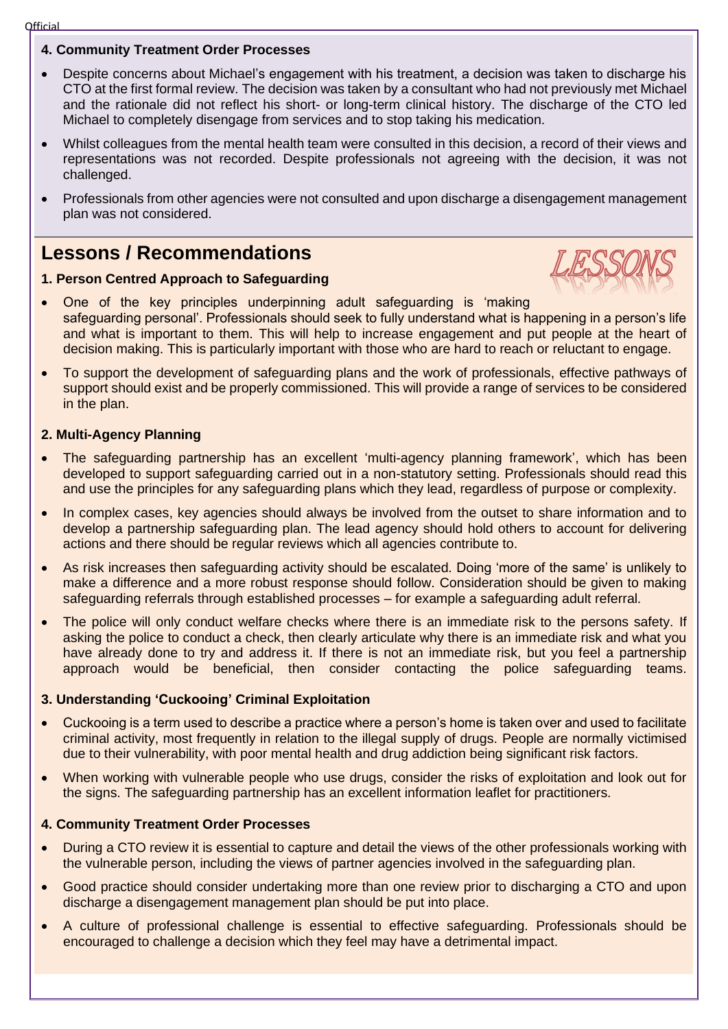### 4. Community Treatment Order Processes

- Despite concerns about Michael's engagement with his treatment, a decision was taken to discharge his CTO at the first formal review. The decision was taken by a consultant who had not previously met Michael and the rationale did not reflect his short- or long-term clinical history. The discharge of the CTO led Michael to completely disengage from services and to stop taking his medication.
- Whilst colleagues from the mental health team were consulted in this decision, a record of their views and representations was not recorded. Despite professionals not agreeing with the decision, it was not challenged.
- Professionals from other agencies were not consulted and upon discharge a disengagement management plan was not considered.

## Lessons / Recommendations

### 1. Person Centred Approach to Safeguarding

- One of the key principles underpinning adult safeguarding is 'making safeguarding personal'. Professionals should seek to fully understand what is happening in a person's life and what is important to them. This will help to increase engagement and put people at the heart of decision making. This is particularly important with those who are hard to reach or reluctant to engage.
- To support the development of safeguarding plans and the work of professionals, effective pathways of support should exist and be properly commissioned. This will provide a range of services to be considered in the plan.

### 2. Multi-Agency Planning

- The safeguarding partnership has an excellent 'multi-agency planning framework', which has been developed to support safeguarding carried out in a non-statutory setting. Professionals should read this and use the principles for any safeguarding plans which they lead, regardless of purpose or complexity.
- In complex cases, key agencies should always be involved from the outset to share information and to develop a partnership safeguarding plan. The lead agency should hold others to account for delivering actions and there should be regular reviews which all agencies contribute to.
- As risk increases then safeguarding activity should be escalated. Doing 'more of the same' is unlikely to make a difference and a more robust response should follow. Consideration should be given to making safeguarding referrals through established processes – for example a safeguarding adult referral.
- The police will only conduct welfare checks where there is an immediate risk to the persons safety. If asking the police to conduct a check, then clearly articulate why there is an immediate risk and what you have already done to try and address it. If there is not an immediate risk, but you feel a partnership approach would be beneficial, then consider contacting the police safeguarding teams.

### 3. Understanding 'Cuckooing' Criminal Exploitation

- Cuckooing is a term used to describe a practice where a person's home is taken over and used to facilitate criminal activity, most frequently in relation to the illegal supply of drugs. People are normally victimised due to their vulnerability, with poor mental health and drug addiction being significant risk factors.
- When working with vulnerable people who use drugs, consider the risks of exploitation and look out for the signs. The safeguarding partnership has an excellent information leaflet for practitioners.

### 4. Community Treatment Order Processes

- During a CTO review it is essential to capture and detail the views of the other professionals working with the vulnerable person, including the views of partner agencies involved in the safeguarding plan.
- Good practice should consider undertaking more than one review prior to discharging a CTO and upon discharge a disengagement management plan should be put into place.
- A culture of professional challenge is essential to effective safeguarding. Professionals should be encouraged to challenge a decision which they feel may have a detrimental impact.